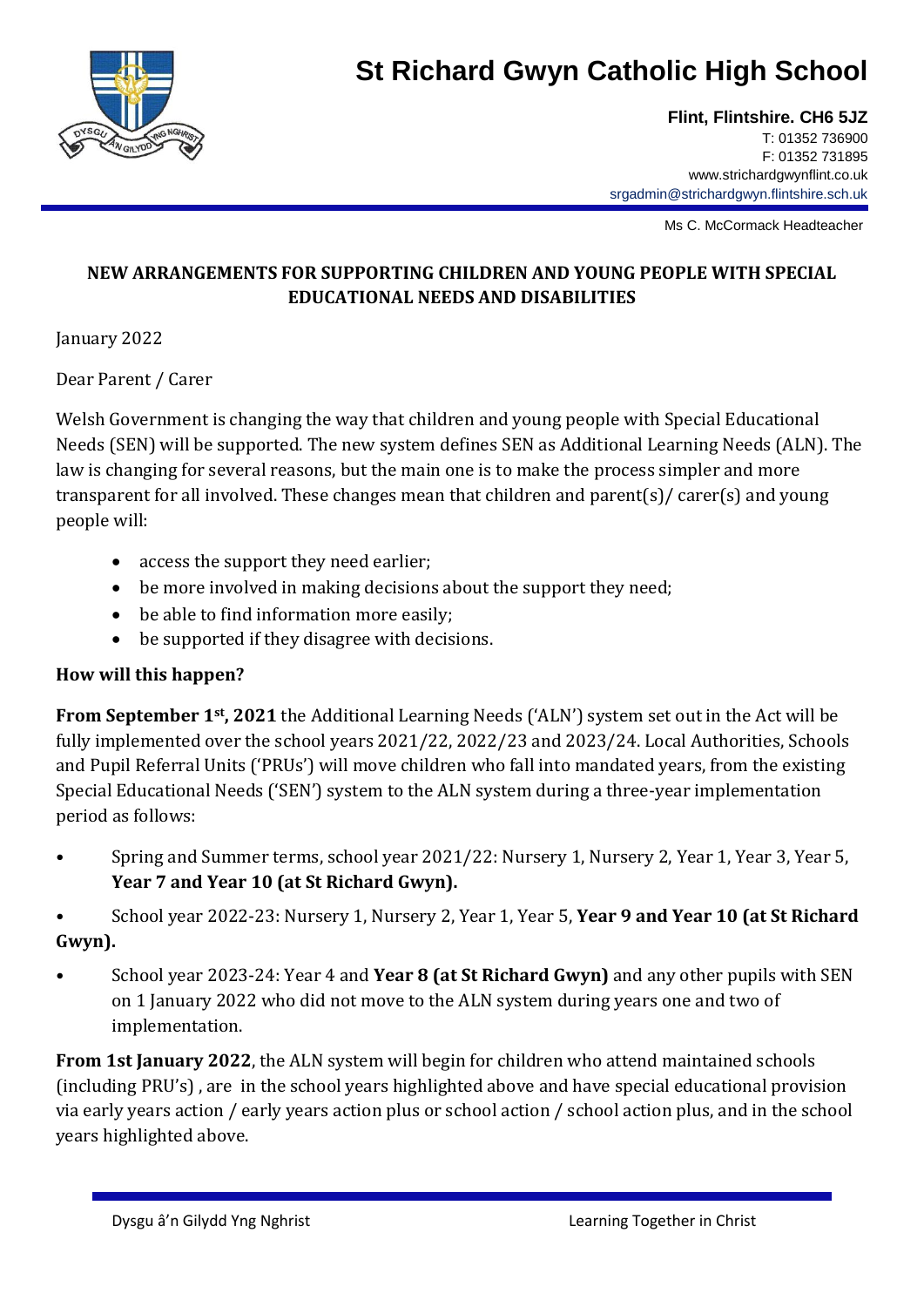# St Richard Gwyn Catholic High School

**Flint, Flintshire. CH6 5JZ**
T: 01352 736900
F: 01352 731895
www.strichardgwynflint.co.uk
srgadmin@strichardgwyn.flintshire.sch.uk

Ms C. McCormack Headteacher

**NEW ARRANGEMENTS FOR SUPPORTING CHILDREN AND YOUNG PEOPLE WITH SPECIAL EDUCATIONAL NEEDS AND DISABILITIES**

January 2022

Dear Parent / Carer

Welsh Government is changing the way that children and young people with Special Educational Needs (SEN) will be supported. The new system defines SEN as Additional Learning Needs (ALN). The law is changing for several reasons, but the main one is to make the process simpler and more transparent for all involved. These changes mean that children and parent(s)/ carer(s) and young people will:

- access the support they need earlier;
- be more involved in making decisions about the support they need;
- be able to find information more easily;
- be supported if they disagree with decisions.

**How will this happen?**

**From September 1st, 2021** the Additional Learning Needs ('ALN') system set out in the Act will be fully implemented over the school years 2021/22, 2022/23 and 2023/24. Local Authorities, Schools and Pupil Referral Units ('PRUs') will move children who fall into mandated years, from the existing Special Educational Needs ('SEN') system to the ALN system during a three-year implementation period as follows:

- Spring and Summer terms, school year 2021/22: Nursery 1, Nursery 2, Year 1, Year 3, Year 5, **Year 7 and Year 10 (at St Richard Gwyn).**
- School year 2022-23: Nursery 1, Nursery 2, Year 1, Year 5, **Year 9 and Year 10 (at St Richard Gwyn).**
- School year 2023-24: Year 4 and **Year 8 (at St Richard Gwyn)** and any other pupils with SEN on 1 January 2022 who did not move to the ALN system during years one and two of implementation.

**From 1st January 2022**, the ALN system will begin for children who attend maintained schools (including PRU's) , are in the school years highlighted above and have special educational provision via early years action / early years action plus or school action / school action plus, and in the school years highlighted above.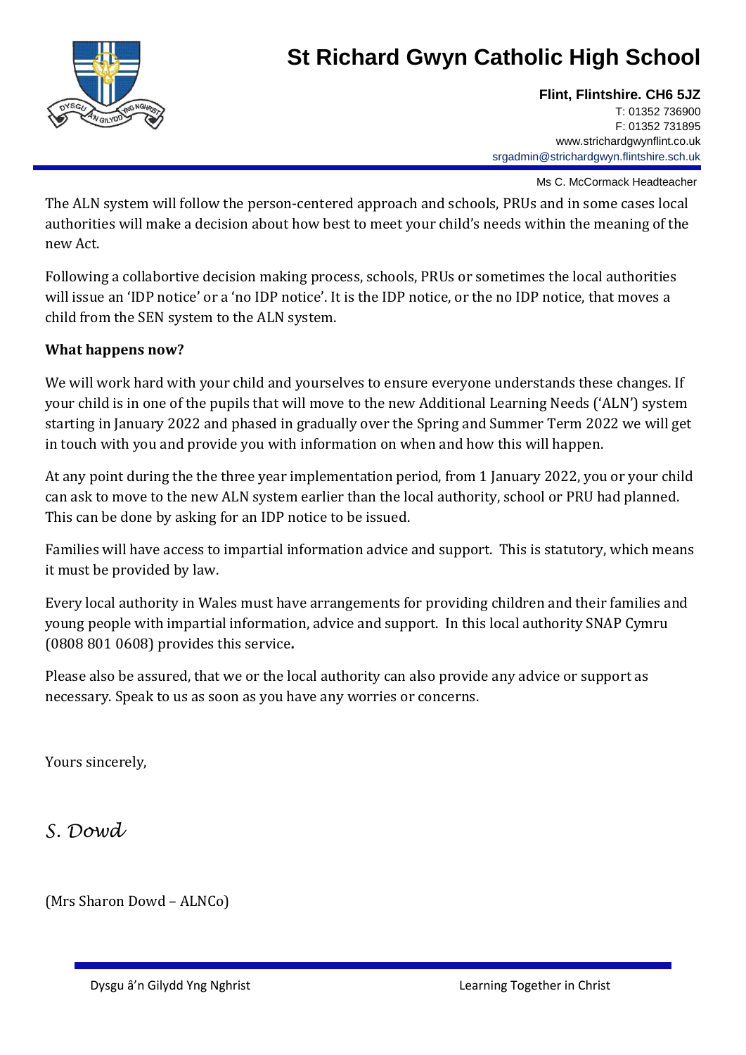The ALN system will follow the person-centered approach and schools, PRUs and in some cases local authorities will make a decision about how best to meet your child's needs within the meaning of the new Act.

Following a collabortive decision making process, schools, PRUs or sometimes the local authorities will issue an 'IDP notice' or a 'no IDP notice'. It is the IDP notice, or the no IDP notice, that moves a child from the SEN system to the ALN system.

**What happens now?**

We will work hard with your child and yourselves to ensure everyone understands these changes. If your child is in one of the pupils that will move to the new Additional Learning Needs ('ALN') system starting in January 2022 and phased in gradually over the Spring and Summer Term 2022 we will get in touch with you and provide you with information on when and how this will happen.

At any point during the the three year implementation period, from 1 January 2022, you or your child can ask to move to the new ALN system earlier than the local authority, school or PRU had planned. This can be done by asking for an IDP notice to be issued.

Families will have access to impartial information advice and support. This is statutory, which means it must be provided by law.

Every local authority in Wales must have arrangements for providing children and their families and young people with impartial information, advice and support. In this local authority SNAP Cymru (0808 801 0608) provides this service**.**

Please also be assured, that we or the local authority can also provide any advice or support as necessary. Speak to us as soon as you have any worries or concerns.

Yours sincerely,

*S. Dowd*

(Mrs Sharon Dowd – ALNCo)